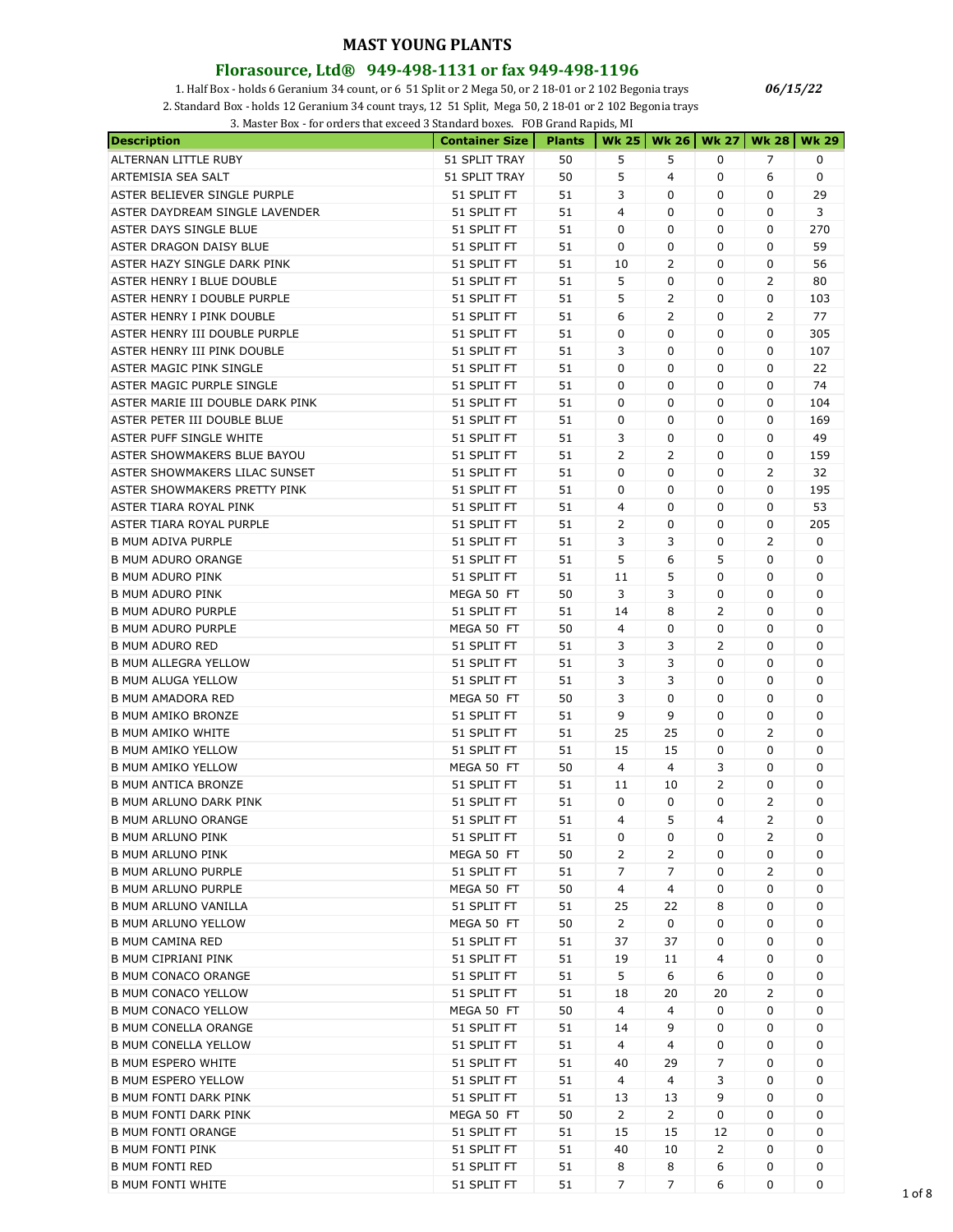# MAST YOUNG PLANTS

## Florasource, Ltd® 949-498-1131 or fax 949-498-1196

1. Half Box - holds 6 Geranium 34 count, or 6 51 Split or 2 Mega 50, or 2 18-01 or 2 102 Begonia trays

*06/15/22*

2. Standard Box - holds 12 Geranium 34 count trays, 12 51 Split, Mega 50, 2 18-01 or 2 102 Begonia trays

3. Master Box - for orders that exceed 3 Standard boxes. FOB Grand Rapids, MI

| Description | Container Size | Plants | Wk 25 | Wk 26 | Wk 27 | Wk 28 | Wk 29 |
|---|---|---|---|---|---|---|---|
| ALTERNAN LITTLE RUBY | 51 SPLIT TRAY | 50 | 5 | 5 | 0 | 7 | 0 |
| ARTEMISIA SEA SALT | 51 SPLIT TRAY | 50 | 5 | 4 | 0 | 6 | 0 |
| ASTER BELIEVER SINGLE PURPLE | 51 SPLIT FT | 51 | 3 | 0 | 0 | 0 | 29 |
| ASTER DAYDREAM SINGLE LAVENDER | 51 SPLIT FT | 51 | 4 | 0 | 0 | 0 | 3 |
| ASTER DAYS SINGLE BLUE | 51 SPLIT FT | 51 | 0 | 0 | 0 | 0 | 270 |
| ASTER DRAGON DAISY BLUE | 51 SPLIT FT | 51 | 0 | 0 | 0 | 0 | 59 |
| ASTER HAZY SINGLE DARK PINK | 51 SPLIT FT | 51 | 10 | 2 | 0 | 0 | 56 |
| ASTER HENRY I BLUE DOUBLE | 51 SPLIT FT | 51 | 5 | 0 | 0 | 2 | 80 |
| ASTER HENRY I DOUBLE PURPLE | 51 SPLIT FT | 51 | 5 | 2 | 0 | 0 | 103 |
| ASTER HENRY I PINK DOUBLE | 51 SPLIT FT | 51 | 6 | 2 | 0 | 2 | 77 |
| ASTER HENRY III DOUBLE PURPLE | 51 SPLIT FT | 51 | 0 | 0 | 0 | 0 | 305 |
| ASTER HENRY III PINK DOUBLE | 51 SPLIT FT | 51 | 3 | 0 | 0 | 0 | 107 |
| ASTER MAGIC PINK SINGLE | 51 SPLIT FT | 51 | 0 | 0 | 0 | 0 | 22 |
| ASTER MAGIC PURPLE SINGLE | 51 SPLIT FT | 51 | 0 | 0 | 0 | 0 | 74 |
| ASTER MARIE III DOUBLE DARK PINK | 51 SPLIT FT | 51 | 0 | 0 | 0 | 0 | 104 |
| ASTER PETER III DOUBLE BLUE | 51 SPLIT FT | 51 | 0 | 0 | 0 | 0 | 169 |
| ASTER PUFF SINGLE WHITE | 51 SPLIT FT | 51 | 3 | 0 | 0 | 0 | 49 |
| ASTER SHOWMAKERS BLUE BAYOU | 51 SPLIT FT | 51 | 2 | 2 | 0 | 0 | 159 |
| ASTER SHOWMAKERS LILAC SUNSET | 51 SPLIT FT | 51 | 0 | 0 | 0 | 2 | 32 |
| ASTER SHOWMAKERS PRETTY PINK | 51 SPLIT FT | 51 | 0 | 0 | 0 | 0 | 195 |
| ASTER TIARA ROYAL PINK | 51 SPLIT FT | 51 | 4 | 0 | 0 | 0 | 53 |
| ASTER TIARA ROYAL PURPLE | 51 SPLIT FT | 51 | 2 | 0 | 0 | 0 | 205 |
| B MUM ADIVA PURPLE | 51 SPLIT FT | 51 | 3 | 3 | 0 | 2 | 0 |
| B MUM ADURO ORANGE | 51 SPLIT FT | 51 | 5 | 6 | 5 | 0 | 0 |
| B MUM ADURO PINK | 51 SPLIT FT | 51 | 11 | 5 | 0 | 0 | 0 |
| B MUM ADURO PINK | MEGA 50 FT | 50 | 3 | 3 | 0 | 0 | 0 |
| B MUM ADURO PURPLE | 51 SPLIT FT | 51 | 14 | 8 | 2 | 0 | 0 |
| B MUM ADURO PURPLE | MEGA 50 FT | 50 | 4 | 0 | 0 | 0 | 0 |
| B MUM ADURO RED | 51 SPLIT FT | 51 | 3 | 3 | 2 | 0 | 0 |
| B MUM ALLEGRA YELLOW | 51 SPLIT FT | 51 | 3 | 3 | 0 | 0 | 0 |
| B MUM ALUGA YELLOW | 51 SPLIT FT | 51 | 3 | 3 | 0 | 0 | 0 |
| B MUM AMADORA RED | MEGA 50 FT | 50 | 3 | 0 | 0 | 0 | 0 |
| B MUM AMIKO BRONZE | 51 SPLIT FT | 51 | 9 | 9 | 0 | 0 | 0 |
| B MUM AMIKO WHITE | 51 SPLIT FT | 51 | 25 | 25 | 0 | 2 | 0 |
| B MUM AMIKO YELLOW | 51 SPLIT FT | 51 | 15 | 15 | 0 | 0 | 0 |
| B MUM AMIKO YELLOW | MEGA 50 FT | 50 | 4 | 4 | 3 | 0 | 0 |
| B MUM ANTICA BRONZE | 51 SPLIT FT | 51 | 11 | 10 | 2 | 0 | 0 |
| B MUM ARLUNO DARK PINK | 51 SPLIT FT | 51 | 0 | 0 | 0 | 2 | 0 |
| B MUM ARLUNO ORANGE | 51 SPLIT FT | 51 | 4 | 5 | 4 | 2 | 0 |
| B MUM ARLUNO PINK | 51 SPLIT FT | 51 | 0 | 0 | 0 | 2 | 0 |
| B MUM ARLUNO PINK | MEGA 50 FT | 50 | 2 | 2 | 0 | 0 | 0 |
| B MUM ARLUNO PURPLE | 51 SPLIT FT | 51 | 7 | 7 | 0 | 2 | 0 |
| B MUM ARLUNO PURPLE | MEGA 50 FT | 50 | 4 | 4 | 0 | 0 | 0 |
| B MUM ARLUNO VANILLA | 51 SPLIT FT | 51 | 25 | 22 | 8 | 0 | 0 |
| B MUM ARLUNO YELLOW | MEGA 50 FT | 50 | 2 | 0 | 0 | 0 | 0 |
| B MUM CAMINA RED | 51 SPLIT FT | 51 | 37 | 37 | 0 | 0 | 0 |
| B MUM CIPRIANI PINK | 51 SPLIT FT | 51 | 19 | 11 | 4 | 0 | 0 |
| B MUM CONACO ORANGE | 51 SPLIT FT | 51 | 5 | 6 | 6 | 0 | 0 |
| B MUM CONACO YELLOW | 51 SPLIT FT | 51 | 18 | 20 | 20 | 2 | 0 |
| B MUM CONACO YELLOW | MEGA 50 FT | 50 | 4 | 4 | 0 | 0 | 0 |
| B MUM CONELLA ORANGE | 51 SPLIT FT | 51 | 14 | 9 | 0 | 0 | 0 |
| B MUM CONELLA YELLOW | 51 SPLIT FT | 51 | 4 | 4 | 0 | 0 | 0 |
| B MUM ESPERO WHITE | 51 SPLIT FT | 51 | 40 | 29 | 7 | 0 | 0 |
| B MUM ESPERO YELLOW | 51 SPLIT FT | 51 | 4 | 4 | 3 | 0 | 0 |
| B MUM FONTI DARK PINK | 51 SPLIT FT | 51 | 13 | 13 | 9 | 0 | 0 |
| B MUM FONTI DARK PINK | MEGA 50 FT | 50 | 2 | 2 | 0 | 0 | 0 |
| B MUM FONTI ORANGE | 51 SPLIT FT | 51 | 15 | 15 | 12 | 0 | 0 |
| B MUM FONTI PINK | 51 SPLIT FT | 51 | 40 | 10 | 2 | 0 | 0 |
| B MUM FONTI RED | 51 SPLIT FT | 51 | 8 | 8 | 6 | 0 | 0 |
| B MUM FONTI WHITE | 51 SPLIT FT | 51 | 7 | 7 | 6 | 0 | 0 |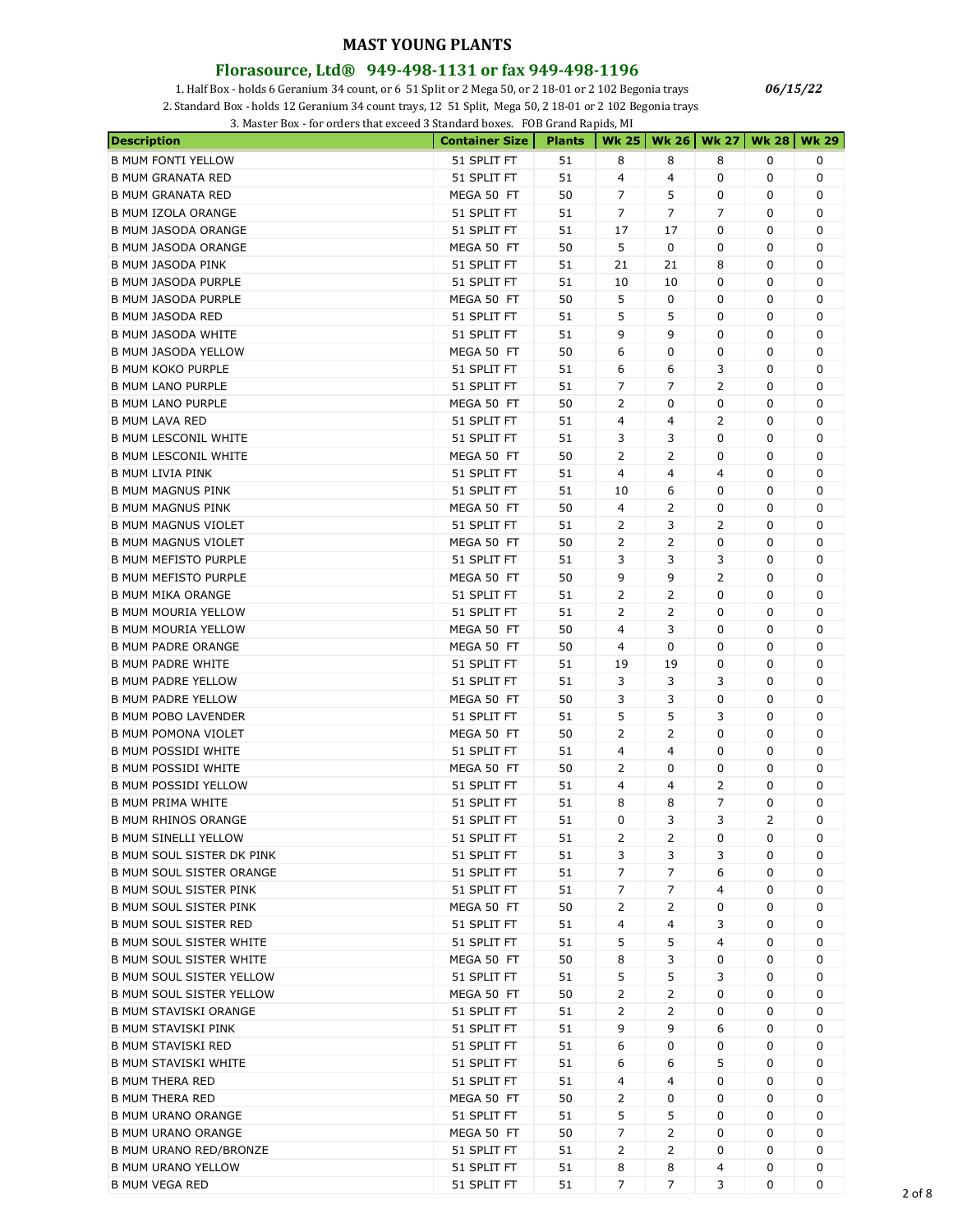# MAST YOUNG PLANTS

## Florasource, Ltd® 949-498-1131 or fax 949-498-1196

1. Half Box - holds 6 Geranium 34 count, or 6 51 Split or 2 Mega 50, or 2 18-01 or 2 102 Begonia trays
2. Standard Box - holds 12 Geranium 34 count trays, 12 51 Split, Mega 50, 2 18-01 or 2 102 Begonia trays
3. Master Box - for orders that exceed 3 Standard boxes. FOB Grand Rapids, MI

*06/15/22*

| Description | Container Size | Plants | Wk 25 | Wk 26 | Wk 27 | Wk 28 | Wk 29 |
|---|---|---|---|---|---|---|---|
| B MUM FONTI YELLOW | 51 SPLIT FT | 51 | 8 | 8 | 8 | 0 | 0 |
| B MUM GRANATA RED | 51 SPLIT FT | 51 | 4 | 4 | 0 | 0 | 0 |
| B MUM GRANATA RED | MEGA 50 FT | 50 | 7 | 5 | 0 | 0 | 0 |
| B MUM IZOLA ORANGE | 51 SPLIT FT | 51 | 7 | 7 | 7 | 0 | 0 |
| B MUM JASODA ORANGE | 51 SPLIT FT | 51 | 17 | 17 | 0 | 0 | 0 |
| B MUM JASODA ORANGE | MEGA 50 FT | 50 | 5 | 0 | 0 | 0 | 0 |
| B MUM JASODA PINK | 51 SPLIT FT | 51 | 21 | 21 | 8 | 0 | 0 |
| B MUM JASODA PURPLE | 51 SPLIT FT | 51 | 10 | 10 | 0 | 0 | 0 |
| B MUM JASODA PURPLE | MEGA 50 FT | 50 | 5 | 0 | 0 | 0 | 0 |
| B MUM JASODA RED | 51 SPLIT FT | 51 | 5 | 5 | 0 | 0 | 0 |
| B MUM JASODA WHITE | 51 SPLIT FT | 51 | 9 | 9 | 0 | 0 | 0 |
| B MUM JASODA YELLOW | MEGA 50 FT | 50 | 6 | 0 | 0 | 0 | 0 |
| B MUM KOKO PURPLE | 51 SPLIT FT | 51 | 6 | 6 | 3 | 0 | 0 |
| B MUM LANO PURPLE | 51 SPLIT FT | 51 | 7 | 7 | 2 | 0 | 0 |
| B MUM LANO PURPLE | MEGA 50 FT | 50 | 2 | 0 | 0 | 0 | 0 |
| B MUM LAVA RED | 51 SPLIT FT | 51 | 4 | 4 | 2 | 0 | 0 |
| B MUM LESCONIL WHITE | 51 SPLIT FT | 51 | 3 | 3 | 0 | 0 | 0 |
| B MUM LESCONIL WHITE | MEGA 50 FT | 50 | 2 | 2 | 0 | 0 | 0 |
| B MUM LIVIA PINK | 51 SPLIT FT | 51 | 4 | 4 | 4 | 0 | 0 |
| B MUM MAGNUS PINK | 51 SPLIT FT | 51 | 10 | 6 | 0 | 0 | 0 |
| B MUM MAGNUS PINK | MEGA 50 FT | 50 | 4 | 2 | 0 | 0 | 0 |
| B MUM MAGNUS VIOLET | 51 SPLIT FT | 51 | 2 | 3 | 2 | 0 | 0 |
| B MUM MAGNUS VIOLET | MEGA 50 FT | 50 | 2 | 2 | 0 | 0 | 0 |
| B MUM MEFISTO PURPLE | 51 SPLIT FT | 51 | 3 | 3 | 3 | 0 | 0 |
| B MUM MEFISTO PURPLE | MEGA 50 FT | 50 | 9 | 9 | 2 | 0 | 0 |
| B MUM MIKA ORANGE | 51 SPLIT FT | 51 | 2 | 2 | 0 | 0 | 0 |
| B MUM MOURIA YELLOW | 51 SPLIT FT | 51 | 2 | 2 | 0 | 0 | 0 |
| B MUM MOURIA YELLOW | MEGA 50 FT | 50 | 4 | 3 | 0 | 0 | 0 |
| B MUM PADRE ORANGE | MEGA 50 FT | 50 | 4 | 0 | 0 | 0 | 0 |
| B MUM PADRE WHITE | 51 SPLIT FT | 51 | 19 | 19 | 0 | 0 | 0 |
| B MUM PADRE YELLOW | 51 SPLIT FT | 51 | 3 | 3 | 3 | 0 | 0 |
| B MUM PADRE YELLOW | MEGA 50 FT | 50 | 3 | 3 | 0 | 0 | 0 |
| B MUM POBO LAVENDER | 51 SPLIT FT | 51 | 5 | 5 | 3 | 0 | 0 |
| B MUM POMONA VIOLET | MEGA 50 FT | 50 | 2 | 2 | 0 | 0 | 0 |
| B MUM POSSIDI WHITE | 51 SPLIT FT | 51 | 4 | 4 | 0 | 0 | 0 |
| B MUM POSSIDI WHITE | MEGA 50 FT | 50 | 2 | 0 | 0 | 0 | 0 |
| B MUM POSSIDI YELLOW | 51 SPLIT FT | 51 | 4 | 4 | 2 | 0 | 0 |
| B MUM PRIMA WHITE | 51 SPLIT FT | 51 | 8 | 8 | 7 | 0 | 0 |
| B MUM RHINOS ORANGE | 51 SPLIT FT | 51 | 0 | 3 | 3 | 2 | 0 |
| B MUM SINELLI YELLOW | 51 SPLIT FT | 51 | 2 | 2 | 0 | 0 | 0 |
| B MUM SOUL SISTER DK PINK | 51 SPLIT FT | 51 | 3 | 3 | 3 | 0 | 0 |
| B MUM SOUL SISTER ORANGE | 51 SPLIT FT | 51 | 7 | 7 | 6 | 0 | 0 |
| B MUM SOUL SISTER PINK | 51 SPLIT FT | 51 | 7 | 7 | 4 | 0 | 0 |
| B MUM SOUL SISTER PINK | MEGA 50 FT | 50 | 2 | 2 | 0 | 0 | 0 |
| B MUM SOUL SISTER RED | 51 SPLIT FT | 51 | 4 | 4 | 3 | 0 | 0 |
| B MUM SOUL SISTER WHITE | 51 SPLIT FT | 51 | 5 | 5 | 4 | 0 | 0 |
| B MUM SOUL SISTER WHITE | MEGA 50 FT | 50 | 8 | 3 | 0 | 0 | 0 |
| B MUM SOUL SISTER YELLOW | 51 SPLIT FT | 51 | 5 | 5 | 3 | 0 | 0 |
| B MUM SOUL SISTER YELLOW | MEGA 50 FT | 50 | 2 | 2 | 0 | 0 | 0 |
| B MUM STAVISKI ORANGE | 51 SPLIT FT | 51 | 2 | 2 | 0 | 0 | 0 |
| B MUM STAVISKI PINK | 51 SPLIT FT | 51 | 9 | 9 | 6 | 0 | 0 |
| B MUM STAVISKI RED | 51 SPLIT FT | 51 | 6 | 0 | 0 | 0 | 0 |
| B MUM STAVISKI WHITE | 51 SPLIT FT | 51 | 6 | 6 | 5 | 0 | 0 |
| B MUM THERA RED | 51 SPLIT FT | 51 | 4 | 4 | 0 | 0 | 0 |
| B MUM THERA RED | MEGA 50 FT | 50 | 2 | 0 | 0 | 0 | 0 |
| B MUM URANO ORANGE | 51 SPLIT FT | 51 | 5 | 5 | 0 | 0 | 0 |
| B MUM URANO ORANGE | MEGA 50 FT | 50 | 7 | 2 | 0 | 0 | 0 |
| B MUM URANO RED/BRONZE | 51 SPLIT FT | 51 | 2 | 2 | 0 | 0 | 0 |
| B MUM URANO YELLOW | 51 SPLIT FT | 51 | 8 | 8 | 4 | 0 | 0 |
| B MUM VEGA RED | 51 SPLIT FT | 51 | 7 | 7 | 3 | 0 | 0 |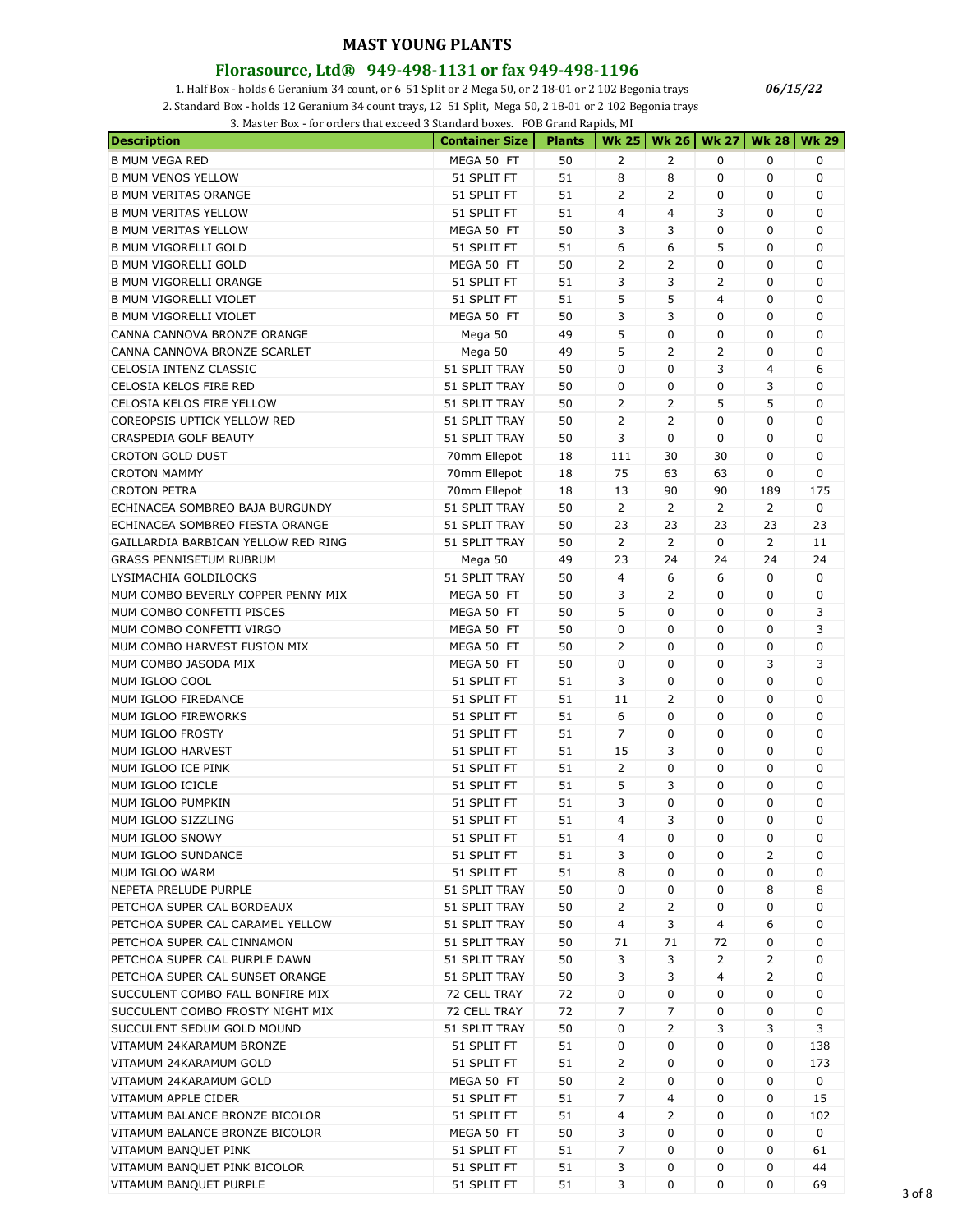# MAST YOUNG PLANTS

## Florasource, Ltd® 949-498-1131 or fax 949-498-1196

1. Half Box - holds 6 Geranium 34 count, or 6 51 Split or 2 Mega 50, or 2 18-01 or 2 102 Begonia trays

*06/15/22*

2. Standard Box - holds 12 Geranium 34 count trays, 12 51 Split, Mega 50, 2 18-01 or 2 102 Begonia trays

3. Master Box - for orders that exceed 3 Standard boxes. FOB Grand Rapids, MI

| Description | Container Size | Plants | Wk 25 | Wk 26 | Wk 27 | Wk 28 | Wk 29 |
|---|---|---|---|---|---|---|---|
| B MUM VEGA RED | MEGA 50 FT | 50 | 2 | 2 | 0 | 0 | 0 |
| B MUM VENOS YELLOW | 51 SPLIT FT | 51 | 8 | 8 | 0 | 0 | 0 |
| B MUM VERITAS ORANGE | 51 SPLIT FT | 51 | 2 | 2 | 0 | 0 | 0 |
| B MUM VERITAS YELLOW | 51 SPLIT FT | 51 | 4 | 4 | 3 | 0 | 0 |
| B MUM VERITAS YELLOW | MEGA 50 FT | 50 | 3 | 3 | 0 | 0 | 0 |
| B MUM VIGORELLI GOLD | 51 SPLIT FT | 51 | 6 | 6 | 5 | 0 | 0 |
| B MUM VIGORELLI GOLD | MEGA 50 FT | 50 | 2 | 2 | 0 | 0 | 0 |
| B MUM VIGORELLI ORANGE | 51 SPLIT FT | 51 | 3 | 3 | 2 | 0 | 0 |
| B MUM VIGORELLI VIOLET | 51 SPLIT FT | 51 | 5 | 5 | 4 | 0 | 0 |
| B MUM VIGORELLI VIOLET | MEGA 50 FT | 50 | 3 | 3 | 0 | 0 | 0 |
| CANNA CANNOVA BRONZE ORANGE | Mega 50 | 49 | 5 | 0 | 0 | 0 | 0 |
| CANNA CANNOVA BRONZE SCARLET | Mega 50 | 49 | 5 | 2 | 2 | 0 | 0 |
| CELOSIA INTENZ CLASSIC | 51 SPLIT TRAY | 50 | 0 | 0 | 3 | 4 | 6 |
| CELOSIA KELOS FIRE RED | 51 SPLIT TRAY | 50 | 0 | 0 | 0 | 3 | 0 |
| CELOSIA KELOS FIRE YELLOW | 51 SPLIT TRAY | 50 | 2 | 2 | 5 | 5 | 0 |
| COREOPSIS UPTICK YELLOW RED | 51 SPLIT TRAY | 50 | 2 | 2 | 0 | 0 | 0 |
| CRASPEDIA GOLF BEAUTY | 51 SPLIT TRAY | 50 | 3 | 0 | 0 | 0 | 0 |
| CROTON GOLD DUST | 70mm Ellepot | 18 | 111 | 30 | 30 | 0 | 0 |
| CROTON MAMMY | 70mm Ellepot | 18 | 75 | 63 | 63 | 0 | 0 |
| CROTON PETRA | 70mm Ellepot | 18 | 13 | 90 | 90 | 189 | 175 |
| ECHINACEA SOMBREO BAJA BURGUNDY | 51 SPLIT TRAY | 50 | 2 | 2 | 2 | 2 | 0 |
| ECHINACEA SOMBREO FIESTA ORANGE | 51 SPLIT TRAY | 50 | 23 | 23 | 23 | 23 | 23 |
| GAILLARDIA BARBICAN YELLOW RED RING | 51 SPLIT TRAY | 50 | 2 | 2 | 0 | 2 | 11 |
| GRASS PENNISETUM RUBRUM | Mega 50 | 49 | 23 | 24 | 24 | 24 | 24 |
| LYSIMACHIA GOLDILOCKS | 51 SPLIT TRAY | 50 | 4 | 6 | 6 | 0 | 0 |
| MUM COMBO BEVERLY COPPER PENNY MIX | MEGA 50 FT | 50 | 3 | 2 | 0 | 0 | 0 |
| MUM COMBO CONFETTI PISCES | MEGA 50 FT | 50 | 5 | 0 | 0 | 0 | 3 |
| MUM COMBO CONFETTI VIRGO | MEGA 50 FT | 50 | 0 | 0 | 0 | 0 | 3 |
| MUM COMBO HARVEST FUSION MIX | MEGA 50 FT | 50 | 2 | 0 | 0 | 0 | 0 |
| MUM COMBO JASODA MIX | MEGA 50 FT | 50 | 0 | 0 | 0 | 3 | 3 |
| MUM IGLOO COOL | 51 SPLIT FT | 51 | 3 | 0 | 0 | 0 | 0 |
| MUM IGLOO FIREDANCE | 51 SPLIT FT | 51 | 11 | 2 | 0 | 0 | 0 |
| MUM IGLOO FIREWORKS | 51 SPLIT FT | 51 | 6 | 0 | 0 | 0 | 0 |
| MUM IGLOO FROSTY | 51 SPLIT FT | 51 | 7 | 0 | 0 | 0 | 0 |
| MUM IGLOO HARVEST | 51 SPLIT FT | 51 | 15 | 3 | 0 | 0 | 0 |
| MUM IGLOO ICE PINK | 51 SPLIT FT | 51 | 2 | 0 | 0 | 0 | 0 |
| MUM IGLOO ICICLE | 51 SPLIT FT | 51 | 5 | 3 | 0 | 0 | 0 |
| MUM IGLOO PUMPKIN | 51 SPLIT FT | 51 | 3 | 0 | 0 | 0 | 0 |
| MUM IGLOO SIZZLING | 51 SPLIT FT | 51 | 4 | 3 | 0 | 0 | 0 |
| MUM IGLOO SNOWY | 51 SPLIT FT | 51 | 4 | 0 | 0 | 0 | 0 |
| MUM IGLOO SUNDANCE | 51 SPLIT FT | 51 | 3 | 0 | 0 | 2 | 0 |
| MUM IGLOO WARM | 51 SPLIT FT | 51 | 8 | 0 | 0 | 0 | 0 |
| NEPETA PRELUDE PURPLE | 51 SPLIT TRAY | 50 | 0 | 0 | 0 | 8 | 8 |
| PETCHOA SUPER CAL BORDEAUX | 51 SPLIT TRAY | 50 | 2 | 2 | 0 | 0 | 0 |
| PETCHOA SUPER CAL CARAMEL YELLOW | 51 SPLIT TRAY | 50 | 4 | 3 | 4 | 6 | 0 |
| PETCHOA SUPER CAL CINNAMON | 51 SPLIT TRAY | 50 | 71 | 71 | 72 | 0 | 0 |
| PETCHOA SUPER CAL PURPLE DAWN | 51 SPLIT TRAY | 50 | 3 | 3 | 2 | 2 | 0 |
| PETCHOA SUPER CAL SUNSET ORANGE | 51 SPLIT TRAY | 50 | 3 | 3 | 4 | 2 | 0 |
| SUCCULENT COMBO FALL BONFIRE MIX | 72 CELL TRAY | 72 | 0 | 0 | 0 | 0 | 0 |
| SUCCULENT COMBO FROSTY NIGHT MIX | 72 CELL TRAY | 72 | 7 | 7 | 0 | 0 | 0 |
| SUCCULENT SEDUM GOLD MOUND | 51 SPLIT TRAY | 50 | 0 | 2 | 3 | 3 | 3 |
| VITAMUM 24KARAMUM BRONZE | 51 SPLIT FT | 51 | 0 | 0 | 0 | 0 | 138 |
| VITAMUM 24KARAMUM GOLD | 51 SPLIT FT | 51 | 2 | 0 | 0 | 0 | 173 |
| VITAMUM 24KARAMUM GOLD | MEGA 50 FT | 50 | 2 | 0 | 0 | 0 | 0 |
| VITAMUM APPLE CIDER | 51 SPLIT FT | 51 | 7 | 4 | 0 | 0 | 15 |
| VITAMUM BALANCE BRONZE BICOLOR | 51 SPLIT FT | 51 | 4 | 2 | 0 | 0 | 102 |
| VITAMUM BALANCE BRONZE BICOLOR | MEGA 50 FT | 50 | 3 | 0 | 0 | 0 | 0 |
| VITAMUM BANQUET PINK | 51 SPLIT FT | 51 | 7 | 0 | 0 | 0 | 61 |
| VITAMUM BANQUET PINK BICOLOR | 51 SPLIT FT | 51 | 3 | 0 | 0 | 0 | 44 |
| VITAMUM BANQUET PURPLE | 51 SPLIT FT | 51 | 3 | 0 | 0 | 0 | 69 |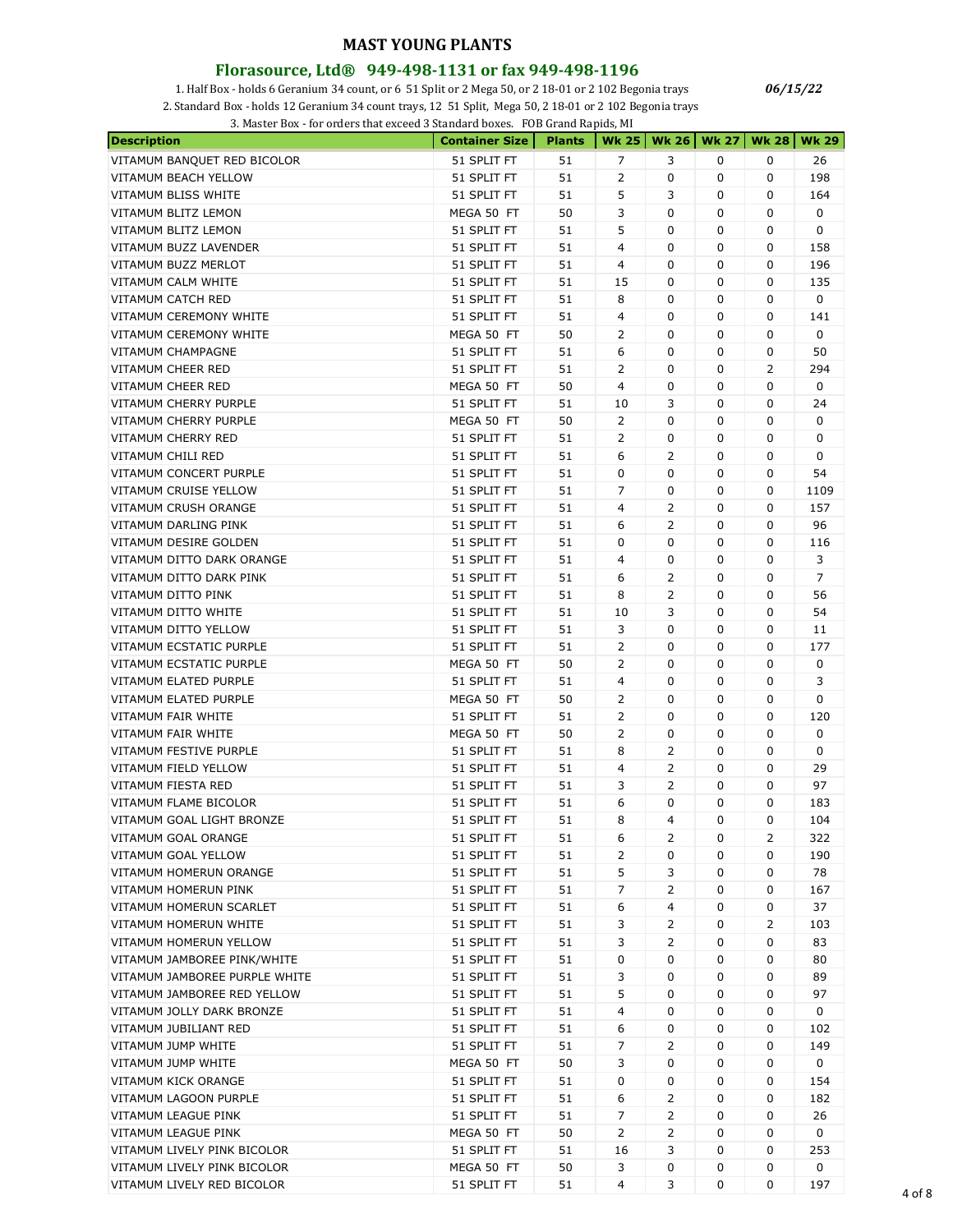# MAST YOUNG PLANTS

## Florasource, Ltd® 949-498-1131 or fax 949-498-1196

1. Half Box - holds 6 Geranium 34 count, or 6 51 Split or 2 Mega 50, or 2 18-01 or 2 102 Begonia trays

*06/15/22*

2. Standard Box - holds 12 Geranium 34 count trays, 12 51 Split, Mega 50, 2 18-01 or 2 102 Begonia trays

3. Master Box - for orders that exceed 3 Standard boxes. FOB Grand Rapids, MI

| Description | Container Size | Plants | Wk 25 | Wk 26 | Wk 27 | Wk 28 | Wk 29 |
|---|---|---|---|---|---|---|---|
| VITAMUM BANQUET RED BICOLOR | 51 SPLIT FT | 51 | 7 | 3 | 0 | 0 | 26 |
| VITAMUM BEACH YELLOW | 51 SPLIT FT | 51 | 2 | 0 | 0 | 0 | 198 |
| VITAMUM BLISS WHITE | 51 SPLIT FT | 51 | 5 | 3 | 0 | 0 | 164 |
| VITAMUM BLITZ LEMON | MEGA 50 FT | 50 | 3 | 0 | 0 | 0 | 0 |
| VITAMUM BLITZ LEMON | 51 SPLIT FT | 51 | 5 | 0 | 0 | 0 | 0 |
| VITAMUM BUZZ LAVENDER | 51 SPLIT FT | 51 | 4 | 0 | 0 | 0 | 158 |
| VITAMUM BUZZ MERLOT | 51 SPLIT FT | 51 | 4 | 0 | 0 | 0 | 196 |
| VITAMUM CALM WHITE | 51 SPLIT FT | 51 | 15 | 0 | 0 | 0 | 135 |
| VITAMUM CATCH RED | 51 SPLIT FT | 51 | 8 | 0 | 0 | 0 | 0 |
| VITAMUM CEREMONY WHITE | 51 SPLIT FT | 51 | 4 | 0 | 0 | 0 | 141 |
| VITAMUM CEREMONY WHITE | MEGA 50 FT | 50 | 2 | 0 | 0 | 0 | 0 |
| VITAMUM CHAMPAGNE | 51 SPLIT FT | 51 | 6 | 0 | 0 | 0 | 50 |
| VITAMUM CHEER RED | 51 SPLIT FT | 51 | 2 | 0 | 0 | 2 | 294 |
| VITAMUM CHEER RED | MEGA 50 FT | 50 | 4 | 0 | 0 | 0 | 0 |
| VITAMUM CHERRY PURPLE | 51 SPLIT FT | 51 | 10 | 3 | 0 | 0 | 24 |
| VITAMUM CHERRY PURPLE | MEGA 50 FT | 50 | 2 | 0 | 0 | 0 | 0 |
| VITAMUM CHERRY RED | 51 SPLIT FT | 51 | 2 | 0 | 0 | 0 | 0 |
| VITAMUM CHILI RED | 51 SPLIT FT | 51 | 6 | 2 | 0 | 0 | 0 |
| VITAMUM CONCERT PURPLE | 51 SPLIT FT | 51 | 0 | 0 | 0 | 0 | 54 |
| VITAMUM CRUISE YELLOW | 51 SPLIT FT | 51 | 7 | 0 | 0 | 0 | 1109 |
| VITAMUM CRUSH ORANGE | 51 SPLIT FT | 51 | 4 | 2 | 0 | 0 | 157 |
| VITAMUM DARLING PINK | 51 SPLIT FT | 51 | 6 | 2 | 0 | 0 | 96 |
| VITAMUM DESIRE GOLDEN | 51 SPLIT FT | 51 | 0 | 0 | 0 | 0 | 116 |
| VITAMUM DITTO DARK ORANGE | 51 SPLIT FT | 51 | 4 | 0 | 0 | 0 | 3 |
| VITAMUM DITTO DARK PINK | 51 SPLIT FT | 51 | 6 | 2 | 0 | 0 | 7 |
| VITAMUM DITTO PINK | 51 SPLIT FT | 51 | 8 | 2 | 0 | 0 | 56 |
| VITAMUM DITTO WHITE | 51 SPLIT FT | 51 | 10 | 3 | 0 | 0 | 54 |
| VITAMUM DITTO YELLOW | 51 SPLIT FT | 51 | 3 | 0 | 0 | 0 | 11 |
| VITAMUM ECSTATIC PURPLE | 51 SPLIT FT | 51 | 2 | 0 | 0 | 0 | 177 |
| VITAMUM ECSTATIC PURPLE | MEGA 50 FT | 50 | 2 | 0 | 0 | 0 | 0 |
| VITAMUM ELATED PURPLE | 51 SPLIT FT | 51 | 4 | 0 | 0 | 0 | 3 |
| VITAMUM ELATED PURPLE | MEGA 50 FT | 50 | 2 | 0 | 0 | 0 | 0 |
| VITAMUM FAIR WHITE | 51 SPLIT FT | 51 | 2 | 0 | 0 | 0 | 120 |
| VITAMUM FAIR WHITE | MEGA 50 FT | 50 | 2 | 0 | 0 | 0 | 0 |
| VITAMUM FESTIVE PURPLE | 51 SPLIT FT | 51 | 8 | 2 | 0 | 0 | 0 |
| VITAMUM FIELD YELLOW | 51 SPLIT FT | 51 | 4 | 2 | 0 | 0 | 29 |
| VITAMUM FIESTA RED | 51 SPLIT FT | 51 | 3 | 2 | 0 | 0 | 97 |
| VITAMUM FLAME BICOLOR | 51 SPLIT FT | 51 | 6 | 0 | 0 | 0 | 183 |
| VITAMUM GOAL LIGHT BRONZE | 51 SPLIT FT | 51 | 8 | 4 | 0 | 0 | 104 |
| VITAMUM GOAL ORANGE | 51 SPLIT FT | 51 | 6 | 2 | 0 | 2 | 322 |
| VITAMUM GOAL YELLOW | 51 SPLIT FT | 51 | 2 | 0 | 0 | 0 | 190 |
| VITAMUM HOMERUN ORANGE | 51 SPLIT FT | 51 | 5 | 3 | 0 | 0 | 78 |
| VITAMUM HOMERUN PINK | 51 SPLIT FT | 51 | 7 | 2 | 0 | 0 | 167 |
| VITAMUM HOMERUN SCARLET | 51 SPLIT FT | 51 | 6 | 4 | 0 | 0 | 37 |
| VITAMUM HOMERUN WHITE | 51 SPLIT FT | 51 | 3 | 2 | 0 | 2 | 103 |
| VITAMUM HOMERUN YELLOW | 51 SPLIT FT | 51 | 3 | 2 | 0 | 0 | 83 |
| VITAMUM JAMBOREE PINK/WHITE | 51 SPLIT FT | 51 | 0 | 0 | 0 | 0 | 80 |
| VITAMUM JAMBOREE PURPLE WHITE | 51 SPLIT FT | 51 | 3 | 0 | 0 | 0 | 89 |
| VITAMUM JAMBOREE RED YELLOW | 51 SPLIT FT | 51 | 5 | 0 | 0 | 0 | 97 |
| VITAMUM JOLLY DARK BRONZE | 51 SPLIT FT | 51 | 4 | 0 | 0 | 0 | 0 |
| VITAMUM JUBILIANT RED | 51 SPLIT FT | 51 | 6 | 0 | 0 | 0 | 102 |
| VITAMUM JUMP WHITE | 51 SPLIT FT | 51 | 7 | 2 | 0 | 0 | 149 |
| VITAMUM JUMP WHITE | MEGA 50 FT | 50 | 3 | 0 | 0 | 0 | 0 |
| VITAMUM KICK ORANGE | 51 SPLIT FT | 51 | 0 | 0 | 0 | 0 | 154 |
| VITAMUM LAGOON PURPLE | 51 SPLIT FT | 51 | 6 | 2 | 0 | 0 | 182 |
| VITAMUM LEAGUE PINK | 51 SPLIT FT | 51 | 7 | 2 | 0 | 0 | 26 |
| VITAMUM LEAGUE PINK | MEGA 50 FT | 50 | 2 | 2 | 0 | 0 | 0 |
| VITAMUM LIVELY PINK BICOLOR | 51 SPLIT FT | 51 | 16 | 3 | 0 | 0 | 253 |
| VITAMUM LIVELY PINK BICOLOR | MEGA 50 FT | 50 | 3 | 0 | 0 | 0 | 0 |
| VITAMUM LIVELY RED BICOLOR | 51 SPLIT FT | 51 | 4 | 3 | 0 | 0 | 197 |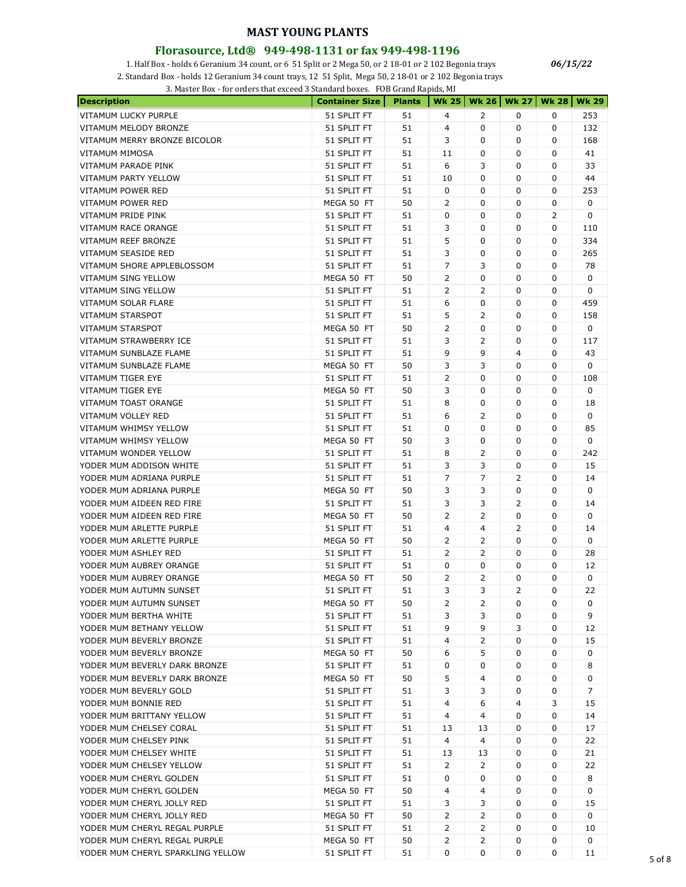**MAST YOUNG PLANTS**

**Florasource, Ltd® 949-498-1131 or fax 949-498-1196**

1. Half Box - holds 6 Geranium 34 count, or 6 51 Split or 2 Mega 50, or 2 18-01 or 2 102 Begonia trays

*06/15/22*

2. Standard Box - holds 12 Geranium 34 count trays, 12 51 Split, Mega 50, 2 18-01 or 2 102 Begonia trays

3. Master Box - for orders that exceed 3 Standard boxes. FOB Grand Rapids, MI

| Description | Container Size | Plants | Wk 25 | Wk 26 | Wk 27 | Wk 28 | Wk 29 |
|---|---|---|---|---|---|---|---|
| VITAMUM LUCKY PURPLE | 51 SPLIT FT | 51 | 4 | 2 | 0 | 0 | 253 |
| VITAMUM MELODY BRONZE | 51 SPLIT FT | 51 | 4 | 0 | 0 | 0 | 132 |
| VITAMUM MERRY BRONZE BICOLOR | 51 SPLIT FT | 51 | 3 | 0 | 0 | 0 | 168 |
| VITAMUM MIMOSA | 51 SPLIT FT | 51 | 11 | 0 | 0 | 0 | 41 |
| VITAMUM PARADE PINK | 51 SPLIT FT | 51 | 6 | 3 | 0 | 0 | 33 |
| VITAMUM PARTY YELLOW | 51 SPLIT FT | 51 | 10 | 0 | 0 | 0 | 44 |
| VITAMUM POWER RED | 51 SPLIT FT | 51 | 0 | 0 | 0 | 0 | 253 |
| VITAMUM POWER RED | MEGA 50 FT | 50 | 2 | 0 | 0 | 0 | 0 |
| VITAMUM PRIDE PINK | 51 SPLIT FT | 51 | 0 | 0 | 0 | 2 | 0 |
| VITAMUM RACE ORANGE | 51 SPLIT FT | 51 | 3 | 0 | 0 | 0 | 110 |
| VITAMUM REEF BRONZE | 51 SPLIT FT | 51 | 5 | 0 | 0 | 0 | 334 |
| VITAMUM SEASIDE RED | 51 SPLIT FT | 51 | 3 | 0 | 0 | 0 | 265 |
| VITAMUM SHORE APPLEBLOSSOM | 51 SPLIT FT | 51 | 7 | 3 | 0 | 0 | 78 |
| VITAMUM SING YELLOW | MEGA 50 FT | 50 | 2 | 0 | 0 | 0 | 0 |
| VITAMUM SING YELLOW | 51 SPLIT FT | 51 | 2 | 2 | 0 | 0 | 0 |
| VITAMUM SOLAR FLARE | 51 SPLIT FT | 51 | 6 | 0 | 0 | 0 | 459 |
| VITAMUM STARSPOT | 51 SPLIT FT | 51 | 5 | 2 | 0 | 0 | 158 |
| VITAMUM STARSPOT | MEGA 50 FT | 50 | 2 | 0 | 0 | 0 | 0 |
| VITAMUM STRAWBERRY ICE | 51 SPLIT FT | 51 | 3 | 2 | 0 | 0 | 117 |
| VITAMUM SUNBLAZE FLAME | 51 SPLIT FT | 51 | 9 | 9 | 4 | 0 | 43 |
| VITAMUM SUNBLAZE FLAME | MEGA 50 FT | 50 | 3 | 3 | 0 | 0 | 0 |
| VITAMUM TIGER EYE | 51 SPLIT FT | 51 | 2 | 0 | 0 | 0 | 108 |
| VITAMUM TIGER EYE | MEGA 50 FT | 50 | 3 | 0 | 0 | 0 | 0 |
| VITAMUM TOAST ORANGE | 51 SPLIT FT | 51 | 8 | 0 | 0 | 0 | 18 |
| VITAMUM VOLLEY RED | 51 SPLIT FT | 51 | 6 | 2 | 0 | 0 | 0 |
| VITAMUM WHIMSY YELLOW | 51 SPLIT FT | 51 | 0 | 0 | 0 | 0 | 85 |
| VITAMUM WHIMSY YELLOW | MEGA 50 FT | 50 | 3 | 0 | 0 | 0 | 0 |
| VITAMUM WONDER YELLOW | 51 SPLIT FT | 51 | 8 | 2 | 0 | 0 | 242 |
| YODER MUM ADDISON WHITE | 51 SPLIT FT | 51 | 3 | 3 | 0 | 0 | 15 |
| YODER MUM ADRIANA PURPLE | 51 SPLIT FT | 51 | 7 | 7 | 2 | 0 | 14 |
| YODER MUM ADRIANA PURPLE | MEGA 50 FT | 50 | 3 | 3 | 0 | 0 | 0 |
| YODER MUM AIDEEN RED FIRE | 51 SPLIT FT | 51 | 3 | 3 | 2 | 0 | 14 |
| YODER MUM AIDEEN RED FIRE | MEGA 50 FT | 50 | 2 | 2 | 0 | 0 | 0 |
| YODER MUM ARLETTE PURPLE | 51 SPLIT FT | 51 | 4 | 4 | 2 | 0 | 14 |
| YODER MUM ARLETTE PURPLE | MEGA 50 FT | 50 | 2 | 2 | 0 | 0 | 0 |
| YODER MUM ASHLEY RED | 51 SPLIT FT | 51 | 2 | 2 | 0 | 0 | 28 |
| YODER MUM AUBREY ORANGE | 51 SPLIT FT | 51 | 0 | 0 | 0 | 0 | 12 |
| YODER MUM AUBREY ORANGE | MEGA 50 FT | 50 | 2 | 2 | 0 | 0 | 0 |
| YODER MUM AUTUMN SUNSET | 51 SPLIT FT | 51 | 3 | 3 | 2 | 0 | 22 |
| YODER MUM AUTUMN SUNSET | MEGA 50 FT | 50 | 2 | 2 | 0 | 0 | 0 |
| YODER MUM BERTHA WHITE | 51 SPLIT FT | 51 | 3 | 3 | 0 | 0 | 9 |
| YODER MUM BETHANY YELLOW | 51 SPLIT FT | 51 | 9 | 9 | 3 | 0 | 12 |
| YODER MUM BEVERLY BRONZE | 51 SPLIT FT | 51 | 4 | 2 | 0 | 0 | 15 |
| YODER MUM BEVERLY BRONZE | MEGA 50 FT | 50 | 6 | 5 | 0 | 0 | 0 |
| YODER MUM BEVERLY DARK BRONZE | 51 SPLIT FT | 51 | 0 | 0 | 0 | 0 | 8 |
| YODER MUM BEVERLY DARK BRONZE | MEGA 50 FT | 50 | 5 | 4 | 0 | 0 | 0 |
| YODER MUM BEVERLY GOLD | 51 SPLIT FT | 51 | 3 | 3 | 0 | 0 | 7 |
| YODER MUM BONNIE RED | 51 SPLIT FT | 51 | 4 | 6 | 4 | 3 | 15 |
| YODER MUM BRITTANY YELLOW | 51 SPLIT FT | 51 | 4 | 4 | 0 | 0 | 14 |
| YODER MUM CHELSEY CORAL | 51 SPLIT FT | 51 | 13 | 13 | 0 | 0 | 17 |
| YODER MUM CHELSEY PINK | 51 SPLIT FT | 51 | 4 | 4 | 0 | 0 | 22 |
| YODER MUM CHELSEY WHITE | 51 SPLIT FT | 51 | 13 | 13 | 0 | 0 | 21 |
| YODER MUM CHELSEY YELLOW | 51 SPLIT FT | 51 | 2 | 2 | 0 | 0 | 22 |
| YODER MUM CHERYL GOLDEN | 51 SPLIT FT | 51 | 0 | 0 | 0 | 0 | 8 |
| YODER MUM CHERYL GOLDEN | MEGA 50 FT | 50 | 4 | 4 | 0 | 0 | 0 |
| YODER MUM CHERYL JOLLY RED | 51 SPLIT FT | 51 | 3 | 3 | 0 | 0 | 15 |
| YODER MUM CHERYL JOLLY RED | MEGA 50 FT | 50 | 2 | 2 | 0 | 0 | 0 |
| YODER MUM CHERYL REGAL PURPLE | 51 SPLIT FT | 51 | 2 | 2 | 0 | 0 | 10 |
| YODER MUM CHERYL REGAL PURPLE | MEGA 50 FT | 50 | 2 | 2 | 0 | 0 | 0 |
| YODER MUM CHERYL SPARKLING YELLOW | 51 SPLIT FT | 51 | 0 | 0 | 0 | 0 | 11 |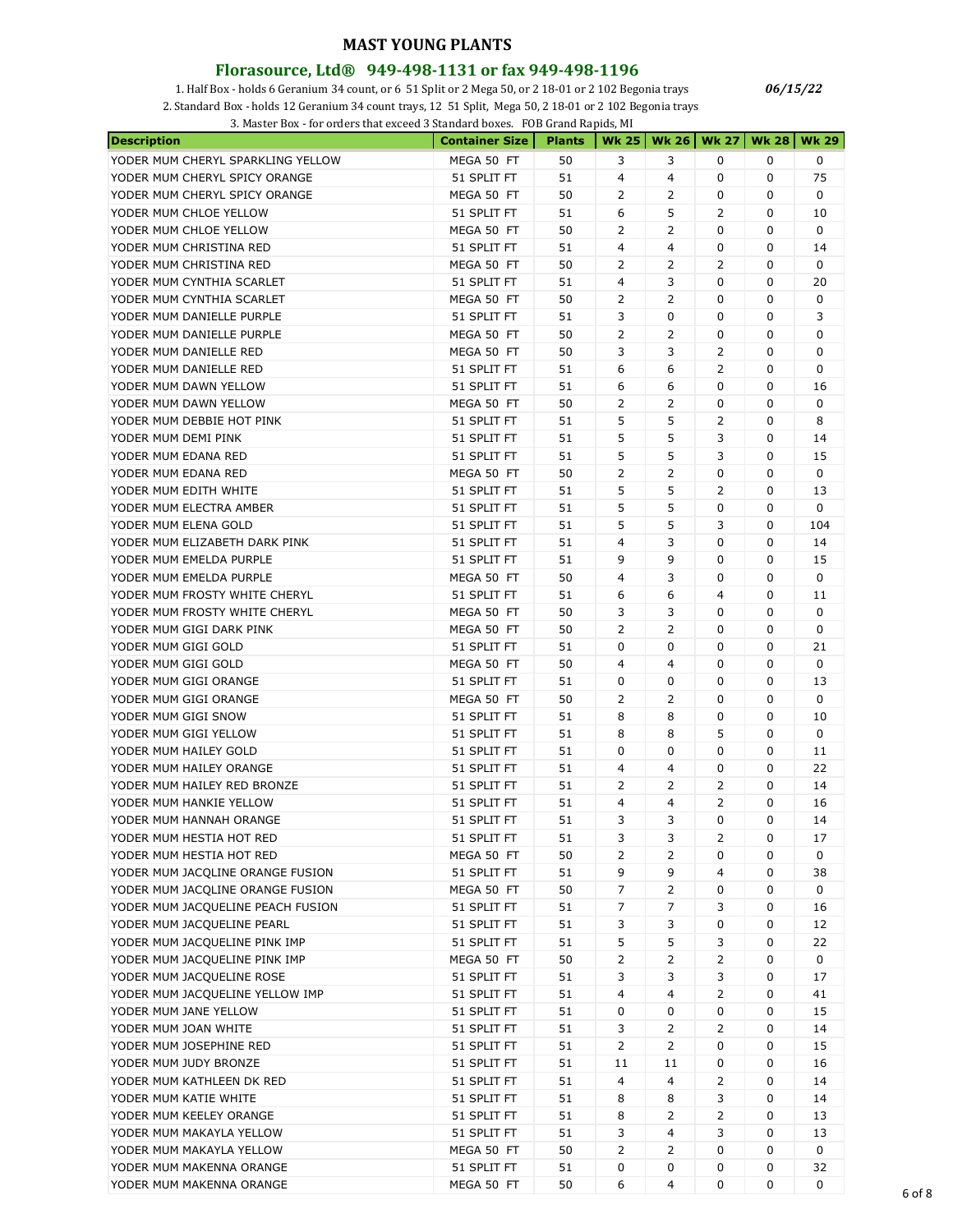**MAST YOUNG PLANTS**

**Florasource, Ltd® 949-498-1131 or fax 949-498-1196**

1. Half Box - holds 6 Geranium 34 count, or 6 51 Split or 2 Mega 50, or 2 18-01 or 2 102 Begonia trays

2. Standard Box - holds 12 Geranium 34 count trays, 12 51 Split, Mega 50, 2 18-01 or 2 102 Begonia trays

3. Master Box - for orders that exceed 3 Standard boxes. FOB Grand Rapids, MI

*06/15/22*

| Description | Container Size | Plants | Wk 25 | Wk 26 | Wk 27 | Wk 28 | Wk 29 |
|---|---|---|---|---|---|---|---|
| YODER MUM CHERYL SPARKLING YELLOW | MEGA 50 FT | 50 | 3 | 3 | 0 | 0 | 0 |
| YODER MUM CHERYL SPICY ORANGE | 51 SPLIT FT | 51 | 4 | 4 | 0 | 0 | 75 |
| YODER MUM CHERYL SPICY ORANGE | MEGA 50 FT | 50 | 2 | 2 | 0 | 0 | 0 |
| YODER MUM CHLOE YELLOW | 51 SPLIT FT | 51 | 6 | 5 | 2 | 0 | 10 |
| YODER MUM CHLOE YELLOW | MEGA 50 FT | 50 | 2 | 2 | 0 | 0 | 0 |
| YODER MUM CHRISTINA RED | 51 SPLIT FT | 51 | 4 | 4 | 0 | 0 | 14 |
| YODER MUM CHRISTINA RED | MEGA 50 FT | 50 | 2 | 2 | 2 | 0 | 0 |
| YODER MUM CYNTHIA SCARLET | 51 SPLIT FT | 51 | 4 | 3 | 0 | 0 | 20 |
| YODER MUM CYNTHIA SCARLET | MEGA 50 FT | 50 | 2 | 2 | 0 | 0 | 0 |
| YODER MUM DANIELLE PURPLE | 51 SPLIT FT | 51 | 3 | 0 | 0 | 0 | 3 |
| YODER MUM DANIELLE PURPLE | MEGA 50 FT | 50 | 2 | 2 | 0 | 0 | 0 |
| YODER MUM DANIELLE RED | MEGA 50 FT | 50 | 3 | 3 | 2 | 0 | 0 |
| YODER MUM DANIELLE RED | 51 SPLIT FT | 51 | 6 | 6 | 2 | 0 | 0 |
| YODER MUM DAWN YELLOW | 51 SPLIT FT | 51 | 6 | 6 | 0 | 0 | 16 |
| YODER MUM DAWN YELLOW | MEGA 50 FT | 50 | 2 | 2 | 0 | 0 | 0 |
| YODER MUM DEBBIE HOT PINK | 51 SPLIT FT | 51 | 5 | 5 | 2 | 0 | 8 |
| YODER MUM DEMI PINK | 51 SPLIT FT | 51 | 5 | 5 | 3 | 0 | 14 |
| YODER MUM EDANA RED | 51 SPLIT FT | 51 | 5 | 5 | 3 | 0 | 15 |
| YODER MUM EDANA RED | MEGA 50 FT | 50 | 2 | 2 | 0 | 0 | 0 |
| YODER MUM EDITH WHITE | 51 SPLIT FT | 51 | 5 | 5 | 2 | 0 | 13 |
| YODER MUM ELECTRA AMBER | 51 SPLIT FT | 51 | 5 | 5 | 0 | 0 | 0 |
| YODER MUM ELENA GOLD | 51 SPLIT FT | 51 | 5 | 5 | 3 | 0 | 104 |
| YODER MUM ELIZABETH DARK PINK | 51 SPLIT FT | 51 | 4 | 3 | 0 | 0 | 14 |
| YODER MUM EMELDA PURPLE | 51 SPLIT FT | 51 | 9 | 9 | 0 | 0 | 15 |
| YODER MUM EMELDA PURPLE | MEGA 50 FT | 50 | 4 | 3 | 0 | 0 | 0 |
| YODER MUM FROSTY WHITE CHERYL | 51 SPLIT FT | 51 | 6 | 6 | 4 | 0 | 11 |
| YODER MUM FROSTY WHITE CHERYL | MEGA 50 FT | 50 | 3 | 3 | 0 | 0 | 0 |
| YODER MUM GIGI DARK PINK | MEGA 50 FT | 50 | 2 | 2 | 0 | 0 | 0 |
| YODER MUM GIGI GOLD | 51 SPLIT FT | 51 | 0 | 0 | 0 | 0 | 21 |
| YODER MUM GIGI GOLD | MEGA 50 FT | 50 | 4 | 4 | 0 | 0 | 0 |
| YODER MUM GIGI ORANGE | 51 SPLIT FT | 51 | 0 | 0 | 0 | 0 | 13 |
| YODER MUM GIGI ORANGE | MEGA 50 FT | 50 | 2 | 2 | 0 | 0 | 0 |
| YODER MUM GIGI SNOW | 51 SPLIT FT | 51 | 8 | 8 | 0 | 0 | 10 |
| YODER MUM GIGI YELLOW | 51 SPLIT FT | 51 | 8 | 8 | 5 | 0 | 0 |
| YODER MUM HAILEY GOLD | 51 SPLIT FT | 51 | 0 | 0 | 0 | 0 | 11 |
| YODER MUM HAILEY ORANGE | 51 SPLIT FT | 51 | 4 | 4 | 0 | 0 | 22 |
| YODER MUM HAILEY RED BRONZE | 51 SPLIT FT | 51 | 2 | 2 | 2 | 0 | 14 |
| YODER MUM HANKIE YELLOW | 51 SPLIT FT | 51 | 4 | 4 | 2 | 0 | 16 |
| YODER MUM HANNAH ORANGE | 51 SPLIT FT | 51 | 3 | 3 | 0 | 0 | 14 |
| YODER MUM HESTIA HOT RED | 51 SPLIT FT | 51 | 3 | 3 | 2 | 0 | 17 |
| YODER MUM HESTIA HOT RED | MEGA 50 FT | 50 | 2 | 2 | 0 | 0 | 0 |
| YODER MUM JACQLINE ORANGE FUSION | 51 SPLIT FT | 51 | 9 | 9 | 4 | 0 | 38 |
| YODER MUM JACQLINE ORANGE FUSION | MEGA 50 FT | 50 | 7 | 2 | 0 | 0 | 0 |
| YODER MUM JACQUELINE PEACH FUSION | 51 SPLIT FT | 51 | 7 | 7 | 3 | 0 | 16 |
| YODER MUM JACQUELINE PEARL | 51 SPLIT FT | 51 | 3 | 3 | 0 | 0 | 12 |
| YODER MUM JACQUELINE PINK IMP | 51 SPLIT FT | 51 | 5 | 5 | 3 | 0 | 22 |
| YODER MUM JACQUELINE PINK IMP | MEGA 50 FT | 50 | 2 | 2 | 2 | 0 | 0 |
| YODER MUM JACQUELINE ROSE | 51 SPLIT FT | 51 | 3 | 3 | 3 | 0 | 17 |
| YODER MUM JACQUELINE YELLOW IMP | 51 SPLIT FT | 51 | 4 | 4 | 2 | 0 | 41 |
| YODER MUM JANE YELLOW | 51 SPLIT FT | 51 | 0 | 0 | 0 | 0 | 15 |
| YODER MUM JOAN WHITE | 51 SPLIT FT | 51 | 3 | 2 | 2 | 0 | 14 |
| YODER MUM JOSEPHINE RED | 51 SPLIT FT | 51 | 2 | 2 | 0 | 0 | 15 |
| YODER MUM JUDY BRONZE | 51 SPLIT FT | 51 | 11 | 11 | 0 | 0 | 16 |
| YODER MUM KATHLEEN DK RED | 51 SPLIT FT | 51 | 4 | 4 | 2 | 0 | 14 |
| YODER MUM KATIE WHITE | 51 SPLIT FT | 51 | 8 | 8 | 3 | 0 | 14 |
| YODER MUM KEELEY ORANGE | 51 SPLIT FT | 51 | 8 | 2 | 2 | 0 | 13 |
| YODER MUM MAKAYLA YELLOW | 51 SPLIT FT | 51 | 3 | 4 | 3 | 0 | 13 |
| YODER MUM MAKAYLA YELLOW | MEGA 50 FT | 50 | 2 | 2 | 0 | 0 | 0 |
| YODER MUM MAKENNA ORANGE | 51 SPLIT FT | 51 | 0 | 0 | 0 | 0 | 32 |
| YODER MUM MAKENNA ORANGE | MEGA 50 FT | 50 | 6 | 4 | 0 | 0 | 0 |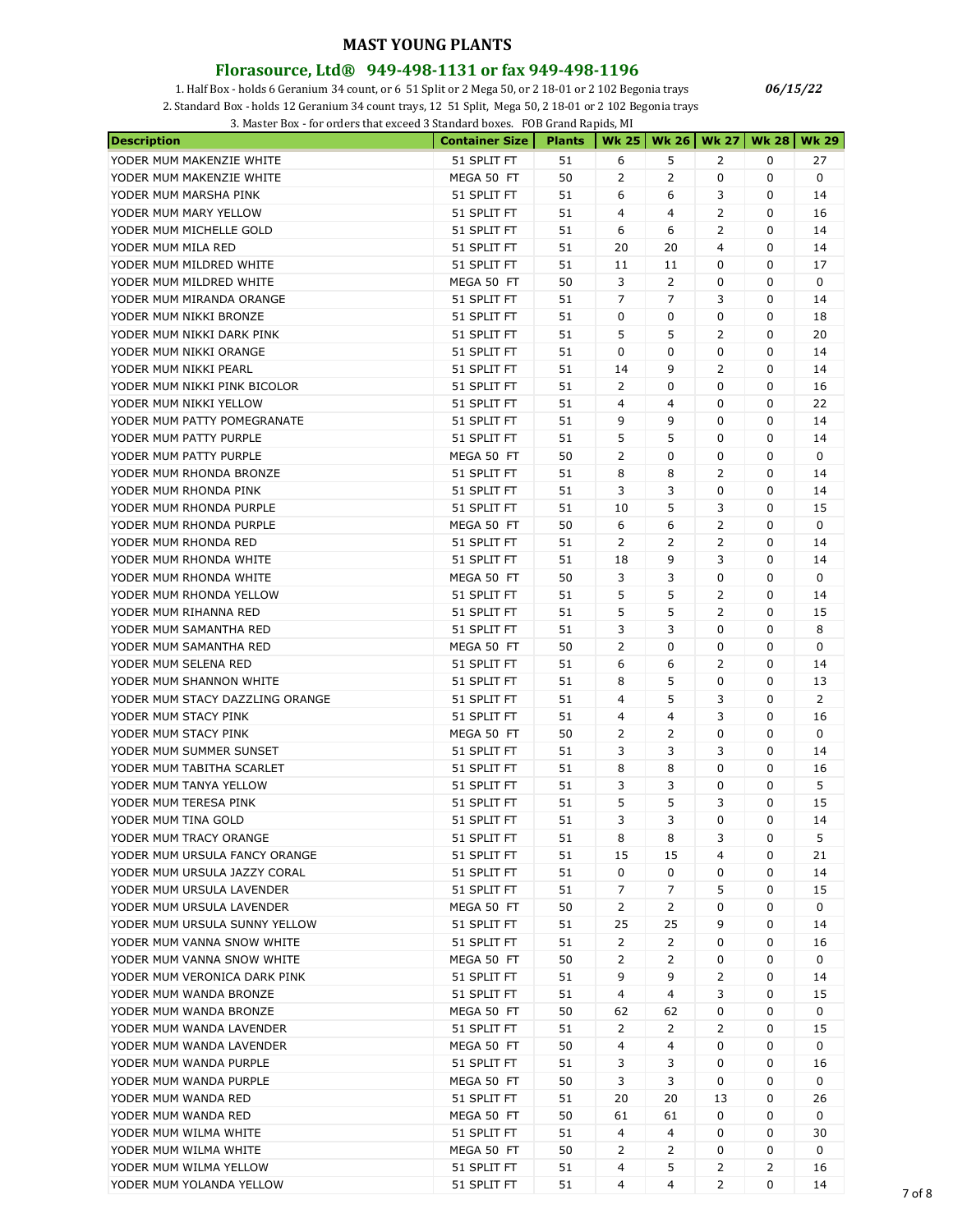# MAST YOUNG PLANTS

## Florasource, Ltd® 949-498-1131 or fax 949-498-1196

1. Half Box - holds 6 Geranium 34 count, or 6 51 Split or 2 Mega 50, or 2 18-01 or 2 102 Begonia trays

*06/15/22*

2. Standard Box - holds 12 Geranium 34 count trays, 12 51 Split, Mega 50, 2 18-01 or 2 102 Begonia trays

3. Master Box - for orders that exceed 3 Standard boxes. FOB Grand Rapids, MI

| Description | Container Size | Plants | Wk 25 | Wk 26 | Wk 27 | Wk 28 | Wk 29 |
|---|---|---|---|---|---|---|---|
| YODER MUM MAKENZIE WHITE | 51 SPLIT FT | 51 | 6 | 5 | 2 | 0 | 27 |
| YODER MUM MAKENZIE WHITE | MEGA 50 FT | 50 | 2 | 2 | 0 | 0 | 0 |
| YODER MUM MARSHA PINK | 51 SPLIT FT | 51 | 6 | 6 | 3 | 0 | 14 |
| YODER MUM MARY YELLOW | 51 SPLIT FT | 51 | 4 | 4 | 2 | 0 | 16 |
| YODER MUM MICHELLE GOLD | 51 SPLIT FT | 51 | 6 | 6 | 2 | 0 | 14 |
| YODER MUM MILA RED | 51 SPLIT FT | 51 | 20 | 20 | 4 | 0 | 14 |
| YODER MUM MILDRED WHITE | 51 SPLIT FT | 51 | 11 | 11 | 0 | 0 | 17 |
| YODER MUM MILDRED WHITE | MEGA 50 FT | 50 | 3 | 2 | 0 | 0 | 0 |
| YODER MUM MIRANDA ORANGE | 51 SPLIT FT | 51 | 7 | 7 | 3 | 0 | 14 |
| YODER MUM NIKKI BRONZE | 51 SPLIT FT | 51 | 0 | 0 | 0 | 0 | 18 |
| YODER MUM NIKKI DARK PINK | 51 SPLIT FT | 51 | 5 | 5 | 2 | 0 | 20 |
| YODER MUM NIKKI ORANGE | 51 SPLIT FT | 51 | 0 | 0 | 0 | 0 | 14 |
| YODER MUM NIKKI PEARL | 51 SPLIT FT | 51 | 14 | 9 | 2 | 0 | 14 |
| YODER MUM NIKKI PINK BICOLOR | 51 SPLIT FT | 51 | 2 | 0 | 0 | 0 | 16 |
| YODER MUM NIKKI YELLOW | 51 SPLIT FT | 51 | 4 | 4 | 0 | 0 | 22 |
| YODER MUM PATTY POMEGRANATE | 51 SPLIT FT | 51 | 9 | 9 | 0 | 0 | 14 |
| YODER MUM PATTY PURPLE | 51 SPLIT FT | 51 | 5 | 5 | 0 | 0 | 14 |
| YODER MUM PATTY PURPLE | MEGA 50 FT | 50 | 2 | 0 | 0 | 0 | 0 |
| YODER MUM RHONDA BRONZE | 51 SPLIT FT | 51 | 8 | 8 | 2 | 0 | 14 |
| YODER MUM RHONDA PINK | 51 SPLIT FT | 51 | 3 | 3 | 0 | 0 | 14 |
| YODER MUM RHONDA PURPLE | 51 SPLIT FT | 51 | 10 | 5 | 3 | 0 | 15 |
| YODER MUM RHONDA PURPLE | MEGA 50 FT | 50 | 6 | 6 | 2 | 0 | 0 |
| YODER MUM RHONDA RED | 51 SPLIT FT | 51 | 2 | 2 | 2 | 0 | 14 |
| YODER MUM RHONDA WHITE | 51 SPLIT FT | 51 | 18 | 9 | 3 | 0 | 14 |
| YODER MUM RHONDA WHITE | MEGA 50 FT | 50 | 3 | 3 | 0 | 0 | 0 |
| YODER MUM RHONDA YELLOW | 51 SPLIT FT | 51 | 5 | 5 | 2 | 0 | 14 |
| YODER MUM RIHANNA RED | 51 SPLIT FT | 51 | 5 | 5 | 2 | 0 | 15 |
| YODER MUM SAMANTHA RED | 51 SPLIT FT | 51 | 3 | 3 | 0 | 0 | 8 |
| YODER MUM SAMANTHA RED | MEGA 50 FT | 50 | 2 | 0 | 0 | 0 | 0 |
| YODER MUM SELENA RED | 51 SPLIT FT | 51 | 6 | 6 | 2 | 0 | 14 |
| YODER MUM SHANNON WHITE | 51 SPLIT FT | 51 | 8 | 5 | 0 | 0 | 13 |
| YODER MUM STACY DAZZLING ORANGE | 51 SPLIT FT | 51 | 4 | 5 | 3 | 0 | 2 |
| YODER MUM STACY PINK | 51 SPLIT FT | 51 | 4 | 4 | 3 | 0 | 16 |
| YODER MUM STACY PINK | MEGA 50 FT | 50 | 2 | 2 | 0 | 0 | 0 |
| YODER MUM SUMMER SUNSET | 51 SPLIT FT | 51 | 3 | 3 | 3 | 0 | 14 |
| YODER MUM TABITHA SCARLET | 51 SPLIT FT | 51 | 8 | 8 | 0 | 0 | 16 |
| YODER MUM TANYA YELLOW | 51 SPLIT FT | 51 | 3 | 3 | 0 | 0 | 5 |
| YODER MUM TERESA PINK | 51 SPLIT FT | 51 | 5 | 5 | 3 | 0 | 15 |
| YODER MUM TINA GOLD | 51 SPLIT FT | 51 | 3 | 3 | 0 | 0 | 14 |
| YODER MUM TRACY ORANGE | 51 SPLIT FT | 51 | 8 | 8 | 3 | 0 | 5 |
| YODER MUM URSULA FANCY ORANGE | 51 SPLIT FT | 51 | 15 | 15 | 4 | 0 | 21 |
| YODER MUM URSULA JAZZY CORAL | 51 SPLIT FT | 51 | 0 | 0 | 0 | 0 | 14 |
| YODER MUM URSULA LAVENDER | 51 SPLIT FT | 51 | 7 | 7 | 5 | 0 | 15 |
| YODER MUM URSULA LAVENDER | MEGA 50 FT | 50 | 2 | 2 | 0 | 0 | 0 |
| YODER MUM URSULA SUNNY YELLOW | 51 SPLIT FT | 51 | 25 | 25 | 9 | 0 | 14 |
| YODER MUM VANNA SNOW WHITE | 51 SPLIT FT | 51 | 2 | 2 | 0 | 0 | 16 |
| YODER MUM VANNA SNOW WHITE | MEGA 50 FT | 50 | 2 | 2 | 0 | 0 | 0 |
| YODER MUM VERONICA DARK PINK | 51 SPLIT FT | 51 | 9 | 9 | 2 | 0 | 14 |
| YODER MUM WANDA BRONZE | 51 SPLIT FT | 51 | 4 | 4 | 3 | 0 | 15 |
| YODER MUM WANDA BRONZE | MEGA 50 FT | 50 | 62 | 62 | 0 | 0 | 0 |
| YODER MUM WANDA LAVENDER | 51 SPLIT FT | 51 | 2 | 2 | 2 | 0 | 15 |
| YODER MUM WANDA LAVENDER | MEGA 50 FT | 50 | 4 | 4 | 0 | 0 | 0 |
| YODER MUM WANDA PURPLE | 51 SPLIT FT | 51 | 3 | 3 | 0 | 0 | 16 |
| YODER MUM WANDA PURPLE | MEGA 50 FT | 50 | 3 | 3 | 0 | 0 | 0 |
| YODER MUM WANDA RED | 51 SPLIT FT | 51 | 20 | 20 | 13 | 0 | 26 |
| YODER MUM WANDA RED | MEGA 50 FT | 50 | 61 | 61 | 0 | 0 | 0 |
| YODER MUM WILMA WHITE | 51 SPLIT FT | 51 | 4 | 4 | 0 | 0 | 30 |
| YODER MUM WILMA WHITE | MEGA 50 FT | 50 | 2 | 2 | 0 | 0 | 0 |
| YODER MUM WILMA YELLOW | 51 SPLIT FT | 51 | 4 | 5 | 2 | 2 | 16 |
| YODER MUM YOLANDA YELLOW | 51 SPLIT FT | 51 | 4 | 4 | 2 | 0 | 14 |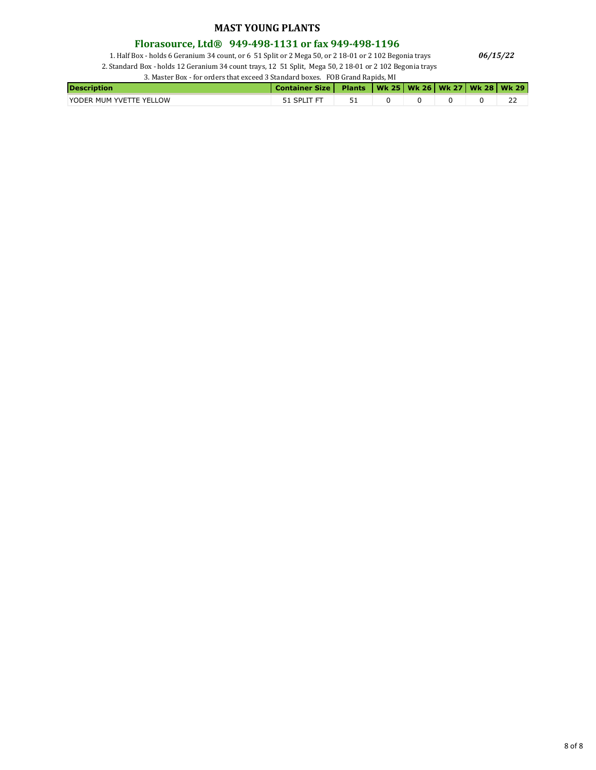# MAST YOUNG PLANTS

## Florasource, Ltd® 949-498-1131 or fax 949-498-1196

1. Half Box - holds 6 Geranium 34 count, or 6 51 Split or 2 Mega 50, or 2 18-01 or 2 102 Begonia trays

*06/15/22*

2. Standard Box - holds 12 Geranium 34 count trays, 12 51 Split, Mega 50, 2 18-01 or 2 102 Begonia trays

3. Master Box - for orders that exceed 3 Standard boxes. FOB Grand Rapids, MI

| Description | Container Size | Plants | Wk 25 | Wk 26 | Wk 27 | Wk 28 | Wk 29 |
|---|---|---|---|---|---|---|---|
| YODER MUM YVETTE YELLOW | 51 SPLIT FT | 51 | 0 | 0 | 0 | 0 | 22 |